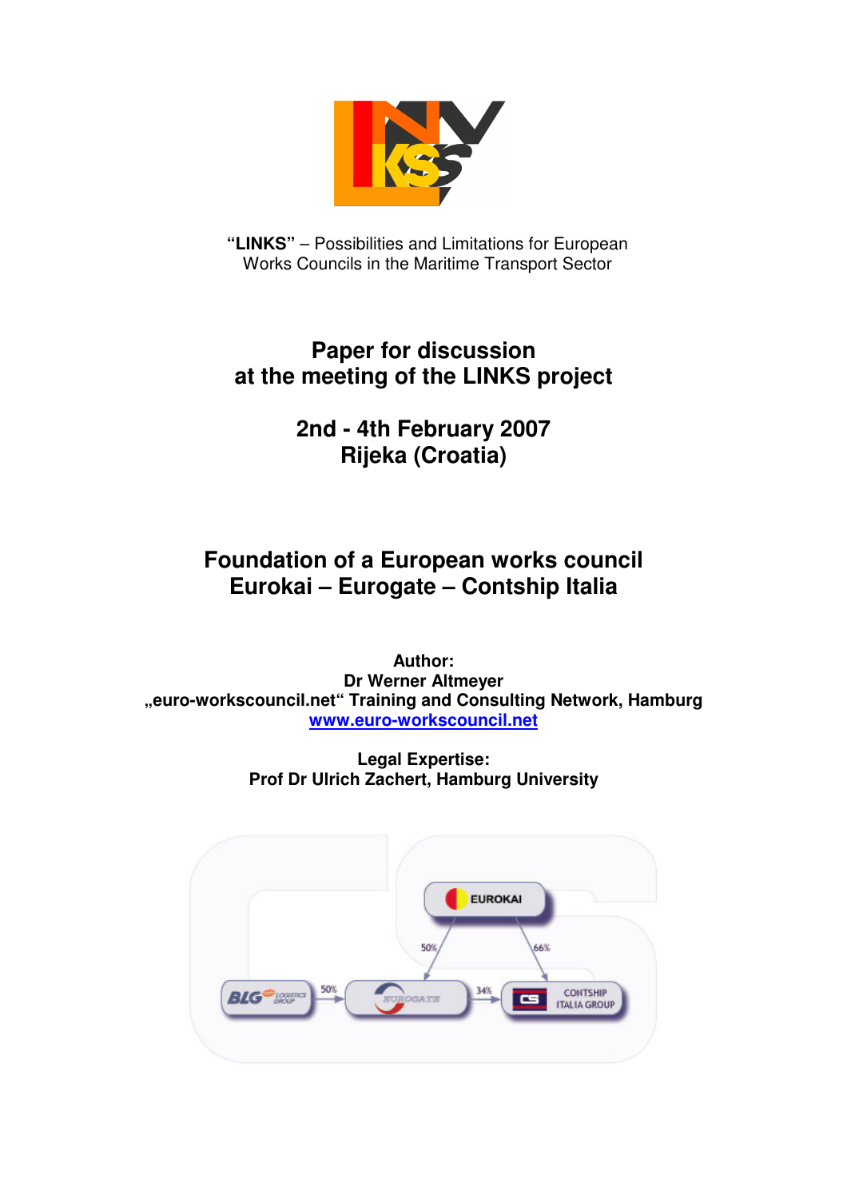**"LINKS"** – Possibilities and Limitations for European Works Councils in the Maritime Transport Sector

# Paper for discussion at the meeting of the LINKS project

## 2nd - 4th February 2007
## Rijeka (Croatia)

# Foundation of a European works council Eurokai – Eurogate – Contship Italia

**Author:**
**Dr Werner Altmeyer**
**„euro-workscouncil.net" Training and Consulting Network, Hamburg**
**[www.euro-workscouncil.net](http://www.euro-workscouncil.net)**

**Legal Expertise:**
**Prof Dr Ulrich Zachert, Hamburg University**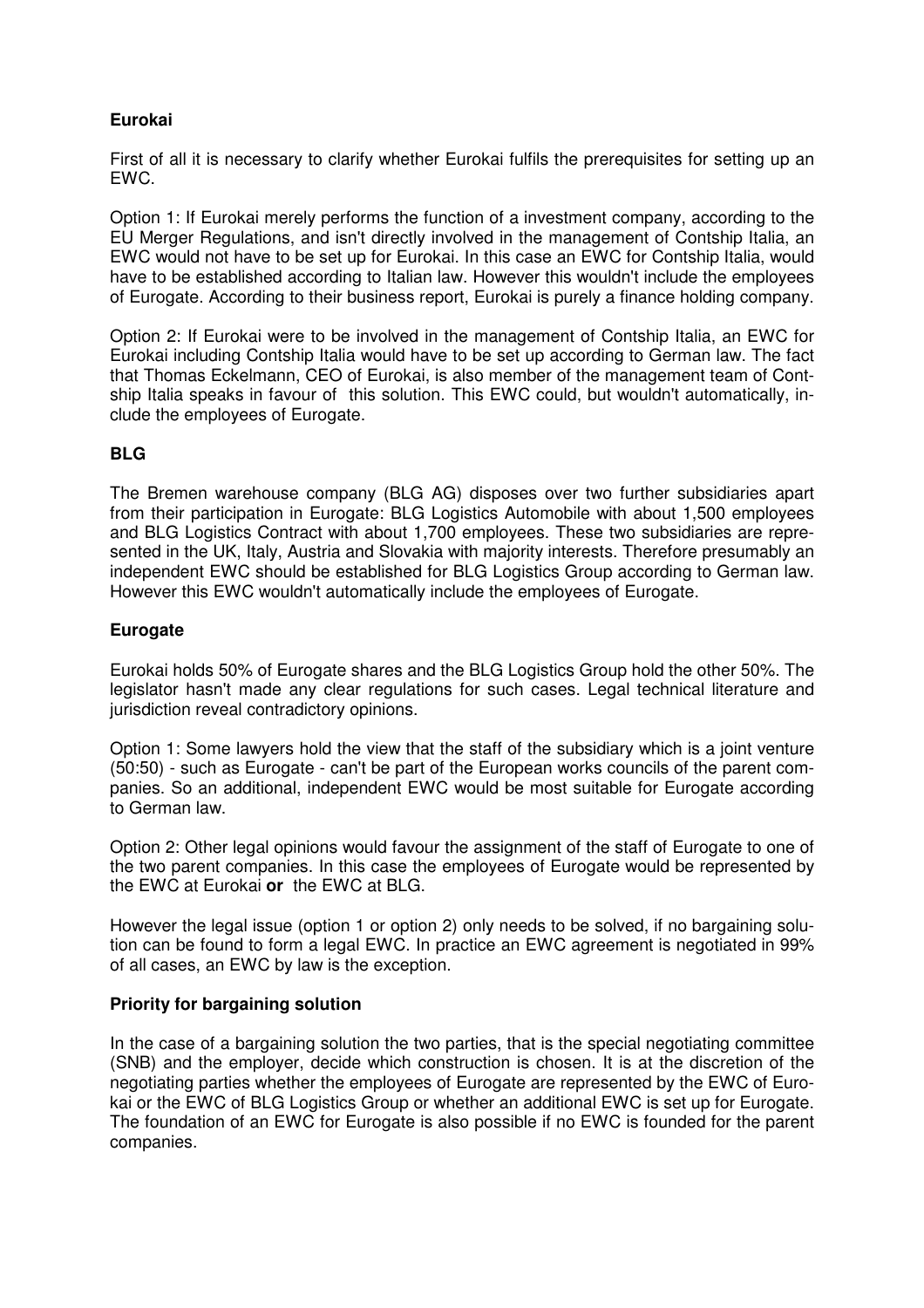**Eurokai**

First of all it is necessary to clarify whether Eurokai fulfils the prerequisites for setting up an EWC.

Option 1: If Eurokai merely performs the function of a investment company, according to the EU Merger Regulations, and isn't directly involved in the management of Contship Italia, an EWC would not have to be set up for Eurokai. In this case an EWC for Contship Italia, would have to be established according to Italian law. However this wouldn't include the employees of Eurogate. According to their business report, Eurokai is purely a finance holding company.

Option 2: If Eurokai were to be involved in the management of Contship Italia, an EWC for Eurokai including Contship Italia would have to be set up according to German law. The fact that Thomas Eckelmann, CEO of Eurokai, is also member of the management team of Contship Italia speaks in favour of this solution. This EWC could, but wouldn't automatically, include the employees of Eurogate.

**BLG**

The Bremen warehouse company (BLG AG) disposes over two further subsidiaries apart from their participation in Eurogate: BLG Logistics Automobile with about 1,500 employees and BLG Logistics Contract with about 1,700 employees. These two subsidiaries are represented in the UK, Italy, Austria and Slovakia with majority interests. Therefore presumably an independent EWC should be established for BLG Logistics Group according to German law. However this EWC wouldn't automatically include the employees of Eurogate.

**Eurogate**

Eurokai holds 50% of Eurogate shares and the BLG Logistics Group hold the other 50%. The legislator hasn't made any clear regulations for such cases. Legal technical literature and jurisdiction reveal contradictory opinions.

Option 1: Some lawyers hold the view that the staff of the subsidiary which is a joint venture (50:50) - such as Eurogate - can't be part of the European works councils of the parent companies. So an additional, independent EWC would be most suitable for Eurogate according to German law.

Option 2: Other legal opinions would favour the assignment of the staff of Eurogate to one of the two parent companies. In this case the employees of Eurogate would be represented by the EWC at Eurokai **or** the EWC at BLG.

However the legal issue (option 1 or option 2) only needs to be solved, if no bargaining solution can be found to form a legal EWC. In practice an EWC agreement is negotiated in 99% of all cases, an EWC by law is the exception.

**Priority for bargaining solution**

In the case of a bargaining solution the two parties, that is the special negotiating committee (SNB) and the employer, decide which construction is chosen. It is at the discretion of the negotiating parties whether the employees of Eurogate are represented by the EWC of Eurokai or the EWC of BLG Logistics Group or whether an additional EWC is set up for Eurogate. The foundation of an EWC for Eurogate is also possible if no EWC is founded for the parent companies.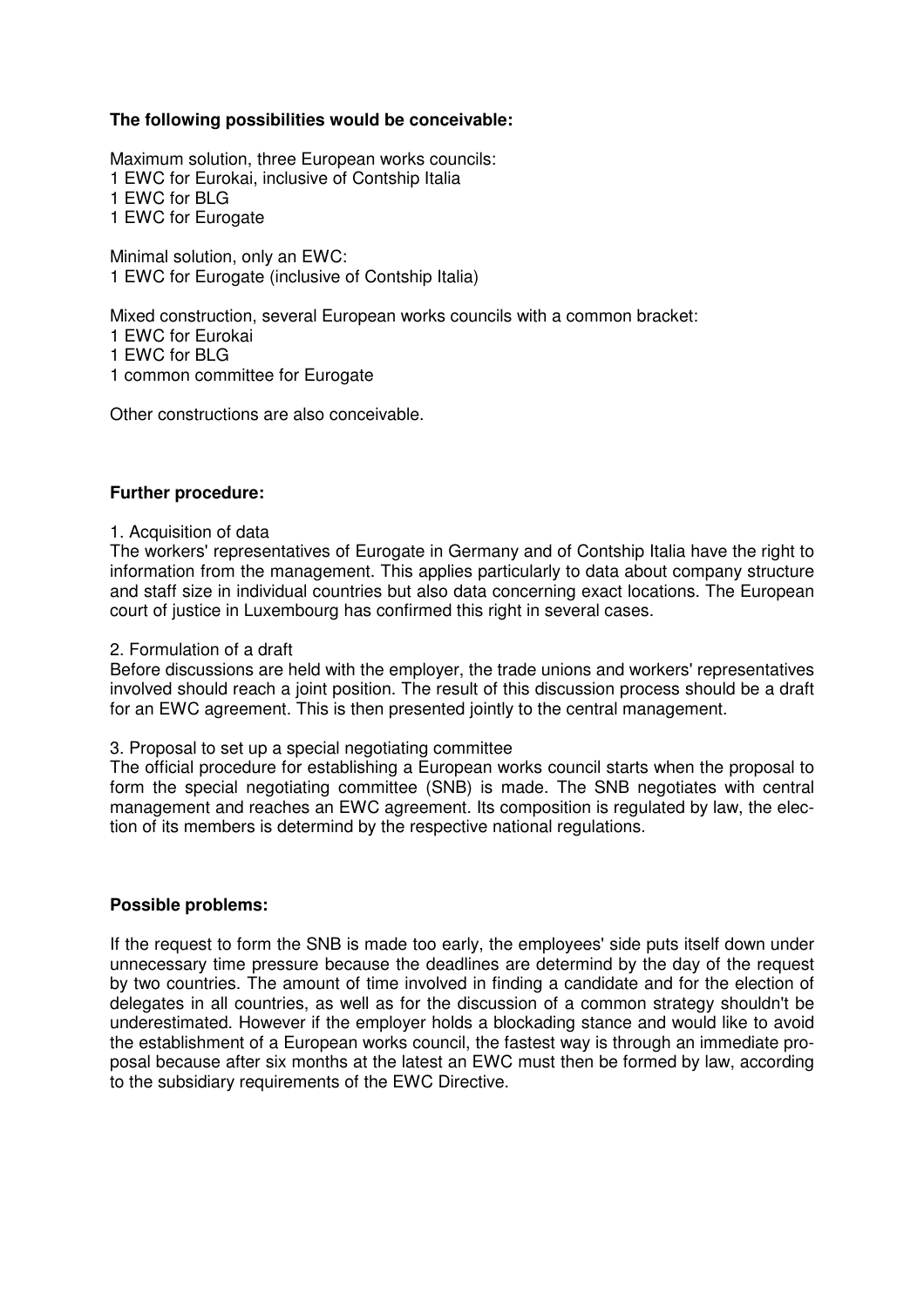**The following possibilities would be conceivable:**

Maximum solution, three European works councils:
1 EWC for Eurokai, inclusive of Contship Italia
1 EWC for BLG
1 EWC for Eurogate

Minimal solution, only an EWC:
1 EWC for Eurogate (inclusive of Contship Italia)

Mixed construction, several European works councils with a common bracket:
1 EWC for Eurokai
1 EWC for BLG
1 common committee for Eurogate

Other constructions are also conceivable.

**Further procedure:**

1. Acquisition of data
The workers' representatives of Eurogate in Germany and of Contship Italia have the right to information from the management. This applies particularly to data about company structure and staff size in individual countries but also data concerning exact locations. The European court of justice in Luxembourg has confirmed this right in several cases.

2. Formulation of a draft
Before discussions are held with the employer, the trade unions and workers' representatives involved should reach a joint position. The result of this discussion process should be a draft for an EWC agreement. This is then presented jointly to the central management.

3. Proposal to set up a special negotiating committee
The official procedure for establishing a European works council starts when the proposal to form the special negotiating committee (SNB) is made. The SNB negotiates with central management and reaches an EWC agreement. Its composition is regulated by law, the election of its members is determind by the respective national regulations.

**Possible problems:**

If the request to form the SNB is made too early, the employees' side puts itself down under unnecessary time pressure because the deadlines are determind by the day of the request by two countries. The amount of time involved in finding a candidate and for the election of delegates in all countries, as well as for the discussion of a common strategy shouldn't be underestimated. However if the employer holds a blockading stance and would like to avoid the establishment of a European works council, the fastest way is through an immediate proposal because after six months at the latest an EWC must then be formed by law, according to the subsidiary requirements of the EWC Directive.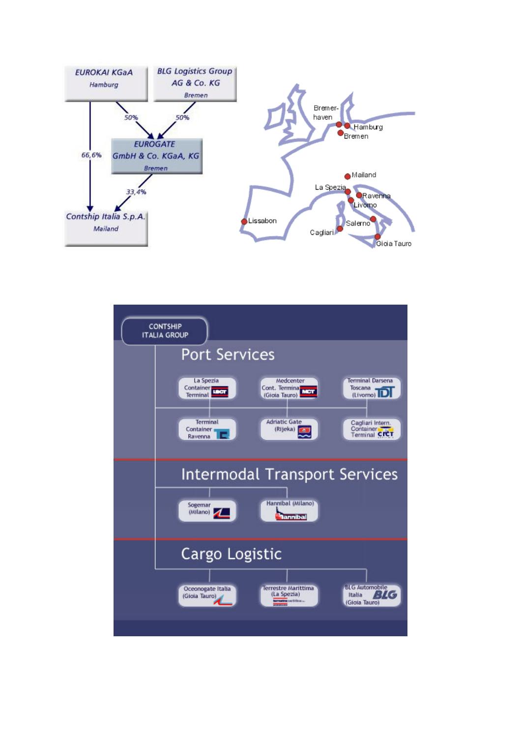EUROKAI KGaA
Hamburg

BLG Logistics Group AG & Co. KG
Bremen

50%

50%

EUROGATE GmbH & Co. KGaA, KG
Bremen

66,6%

33,4%

Contship Italia S.p.A.
Mailand

Bremerhaven
Hamburg
Bremen
Mailand
La Spezia
Ravenna
Livorno
Lissabon
Salerno
Cagliari
Gioia Tauro

CONTSHIP ITALIA GROUP

## Port Services

- La Spezia Container Terminal (LSCT)
- Medcenter Cont. Terminal (Gioia Tauro) (MCT)
- Terminal Darsena Toscana (Livorno) (TDT)
- Terminal Container Ravenna (TCR)
- Adriatic Gate (Rijeka)
- Cagliari Intern. Container Terminal (CICT)

## Intermodal Transport Services

- Sogemar (Milano)
- Hannibal (Milano)

## Cargo Logistic

- Oceanogate Italia (Gioia Tauro)
- Terrestre Marittima (La Spezia)
- BLG Automobile Italia (Gioia Tauro)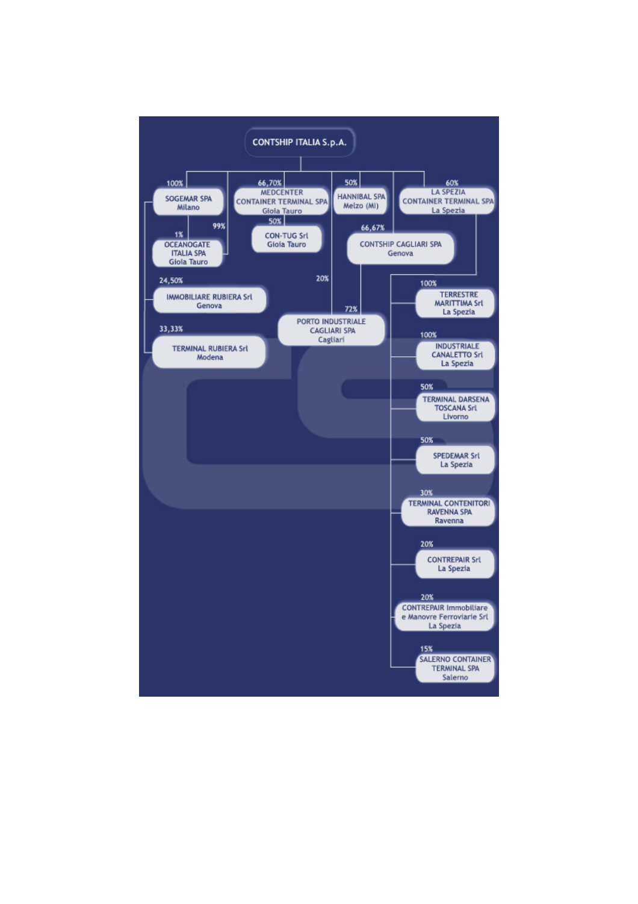CONTSHIP ITALIA S.p.A.

100%
SOGEMAR SPA
Milano

99%

1%
OCEANOGATE
ITALIA SPA
Gioia Tauro

66,70%
MEDCENTER
CONTAINER TERMINAL SPA
Gioia Tauro

50%
CON-TUG Srl
Gioia Tauro

50%
HANNIBAL SPA
Melzo (MI)

60%
LA SPEZIA
CONTAINER TERMINAL SPA
La Spezia

66,67%
CONTSHIP CAGLIARI SPA
Genova

24,50%
IMMOBILIARE RUBIERA Srl
Genova

20%

72%
PORTO INDUSTRIALE
CAGLIARI SPA
Cagliari

33,33%
TERMINAL RUBIERA Srl
Modena

100%
TERRESTRE
MARITTIMA Srl
La Spezia

100%
INDUSTRIALE
CANALETTO Srl
La Spezia

50%
TERMINAL DARSENA
TOSCANA Srl
Livorno

50%
SPEDEMAR Srl
La Spezia

30%
TERMINAL CONTENITORI
RAVENNA SPA
Ravenna

20%
CONTREPAIR Srl
La Spezia

20%
CONTREPAIR Immobiliare
e Manovre Ferroviarie Srl
La Spezia

15%
SALERNO CONTAINER
TERMINAL SPA
Salerno